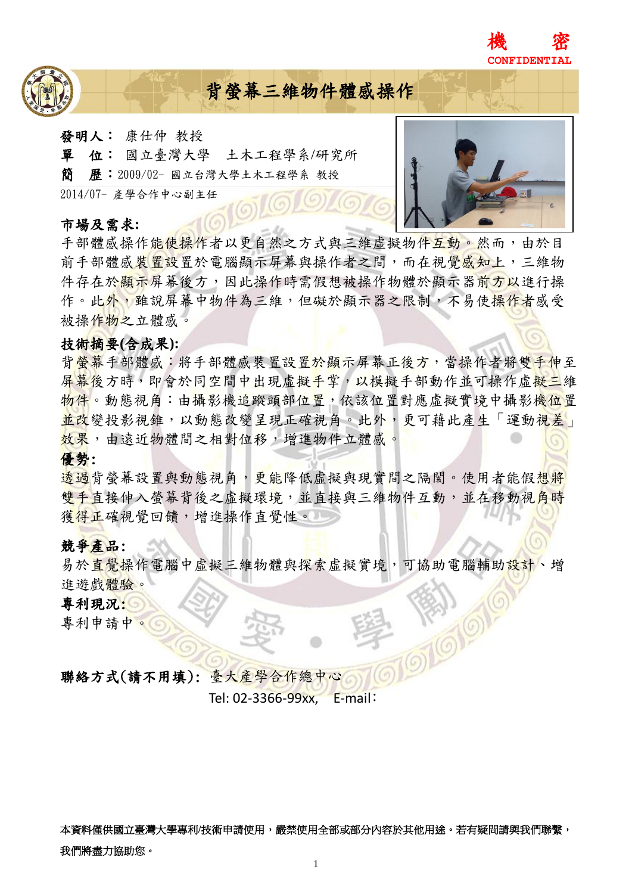機　密
CONFIDENTIAL

# 背螢幕三維物件體感操作

**發明人：** 康仕仲 教授

**單　位：** 國立臺灣大學　土木工程學系/研究所

**簡　歷：**2009/02- 國立台灣大學土木工程學系 教授

2014/07- 產學合作中心副主任

**市場及需求:**

手部體感操作能使操作者以更自然之方式與三維虛擬物件互動。然而，由於目前手部體感裝置設置於電腦顯示屏幕與操作者之間，而在視覺感知上，三維物件存在於顯示屏幕後方，因此操作時需假想被操作物體於顯示器前方以進行操作。此外，雖說屏幕中物件為三維，但礙於顯示器之限制，不易使操作者感受被操作物之立體感。

**技術摘要(含成果):**

背螢幕手部體感：將手部體感裝置設置於顯示屏幕正後方，當操作者將雙手伸至屏幕後方時，即會於同空間中出現虛擬手掌，以模擬手部動作並可操作虛擬三維物件。動態視角：由攝影機追蹤頭部位置，依該位置對應虛擬實境中攝影機位置並改變投影視錐，以動態改變呈現正確視角。此外，更可藉此產生「運動視差」效果，由遠近物體間之相對位移，增進物件立體感。

**優勢:**

透過背螢幕設置與動態視角，更能降低虛擬與現實間之隔閡。使用者能假想將雙手直接伸入螢幕背後之虛擬環境，並直接與三維物件互動，並在移動視角時獲得正確視覺回饋，增進操作直覺性。

**競爭產品:**

易於直覺操作電腦中虛擬三維物體與探索虛擬實境，可協助電腦輔助設計、增進遊戲體驗。

**專利現況:**

專利申請中。

**聯絡方式(請不用填):** 臺大產學合作總中心

Tel: 02-3366-99xx,　E-mail：

本資料僅供國立臺灣大學專利/技術申請使用，嚴禁使用全部或部分內容於其他用途。若有疑問請與我們聯繫，我們將盡力協助您。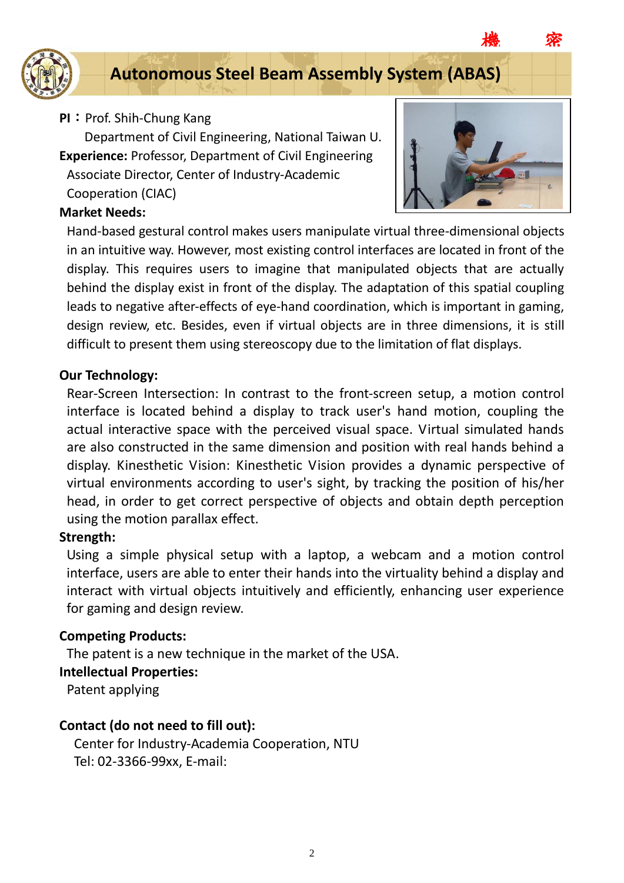機密

# Autonomous Steel Beam Assembly System (ABAS)

**PI：** Prof. Shih-Chung Kang
Department of Civil Engineering, National Taiwan U.

**Experience:** Professor, Department of Civil Engineering
Associate Director, Center of Industry-Academic Cooperation (CIAC)

**Market Needs:**

Hand-based gestural control makes users manipulate virtual three-dimensional objects in an intuitive way. However, most existing control interfaces are located in front of the display. This requires users to imagine that manipulated objects that are actually behind the display exist in front of the display. The adaptation of this spatial coupling leads to negative after-effects of eye-hand coordination, which is important in gaming, design review, etc. Besides, even if virtual objects are in three dimensions, it is still difficult to present them using stereoscopy due to the limitation of flat displays.

**Our Technology:**

Rear-Screen Intersection: In contrast to the front-screen setup, a motion control interface is located behind a display to track user's hand motion, coupling the actual interactive space with the perceived visual space. Virtual simulated hands are also constructed in the same dimension and position with real hands behind a display. Kinesthetic Vision: Kinesthetic Vision provides a dynamic perspective of virtual environments according to user's sight, by tracking the position of his/her head, in order to get correct perspective of objects and obtain depth perception using the motion parallax effect.

**Strength:**

Using a simple physical setup with a laptop, a webcam and a motion control interface, users are able to enter their hands into the virtuality behind a display and interact with virtual objects intuitively and efficiently, enhancing user experience for gaming and design review.

**Competing Products:**

The patent is a new technique in the market of the USA.

**Intellectual Properties:**

Patent applying

**Contact (do not need to fill out):**

Center for Industry-Academia Cooperation, NTU
Tel: 02-3366-99xx, E-mail: